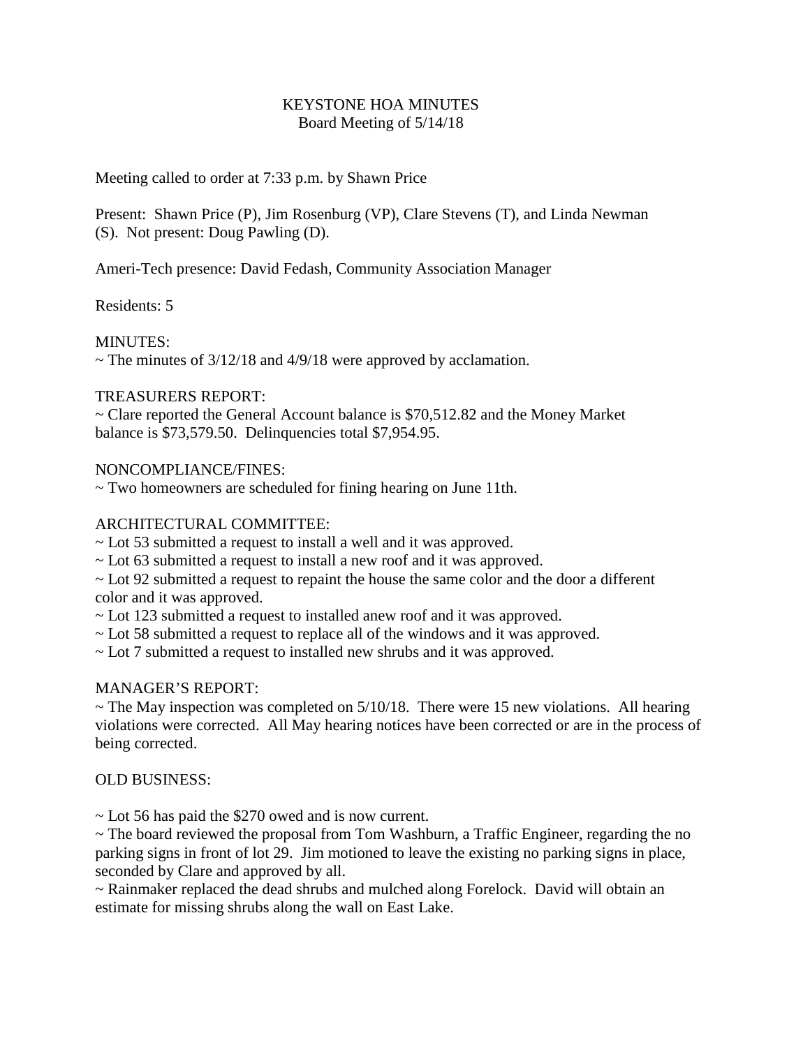# KEYSTONE HOA MINUTES
## Board Meeting of 5/14/18

Meeting called to order at 7:33 p.m. by Shawn Price

Present: Shawn Price (P), Jim Rosenburg (VP), Clare Stevens (T), and Linda Newman (S). Not present: Doug Pawling (D).

Ameri-Tech presence: David Fedash, Community Association Manager

Residents: 5

MINUTES:
~ The minutes of 3/12/18 and 4/9/18 were approved by acclamation.

TREASURERS REPORT:
~ Clare reported the General Account balance is $70,512.82 and the Money Market balance is $73,579.50. Delinquencies total $7,954.95.

NONCOMPLIANCE/FINES:
~ Two homeowners are scheduled for fining hearing on June 11th.

ARCHITECTURAL COMMITTEE:
~ Lot 53 submitted a request to install a well and it was approved.
~ Lot 63 submitted a request to install a new roof and it was approved.
~ Lot 92 submitted a request to repaint the house the same color and the door a different color and it was approved.
~ Lot 123 submitted a request to installed anew roof and it was approved.
~ Lot 58 submitted a request to replace all of the windows and it was approved.
~ Lot 7 submitted a request to installed new shrubs and it was approved.

MANAGER'S REPORT:
~ The May inspection was completed on 5/10/18. There were 15 new violations. All hearing violations were corrected. All May hearing notices have been corrected or are in the process of being corrected.

OLD BUSINESS:

~ Lot 56 has paid the $270 owed and is now current.
~ The board reviewed the proposal from Tom Washburn, a Traffic Engineer, regarding the no parking signs in front of lot 29. Jim motioned to leave the existing no parking signs in place, seconded by Clare and approved by all.
~ Rainmaker replaced the dead shrubs and mulched along Forelock. David will obtain an estimate for missing shrubs along the wall on East Lake.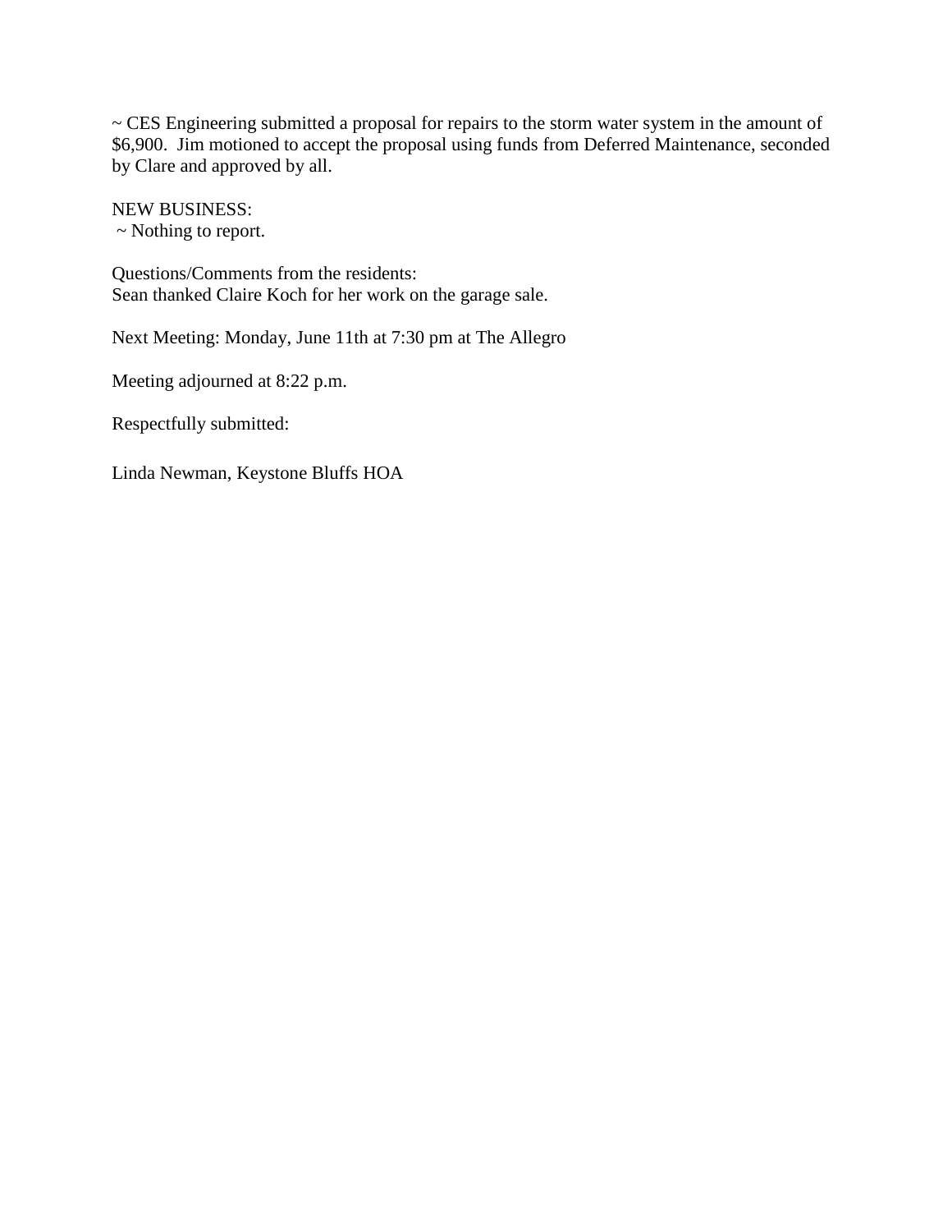~ CES Engineering submitted a proposal for repairs to the storm water system in the amount of $6,900. Jim motioned to accept the proposal using funds from Deferred Maintenance, seconded by Clare and approved by all.

NEW BUSINESS:
~ Nothing to report.

Questions/Comments from the residents:
Sean thanked Claire Koch for her work on the garage sale.

Next Meeting: Monday, June 11th at 7:30 pm at The Allegro

Meeting adjourned at 8:22 p.m.

Respectfully submitted:

Linda Newman, Keystone Bluffs HOA